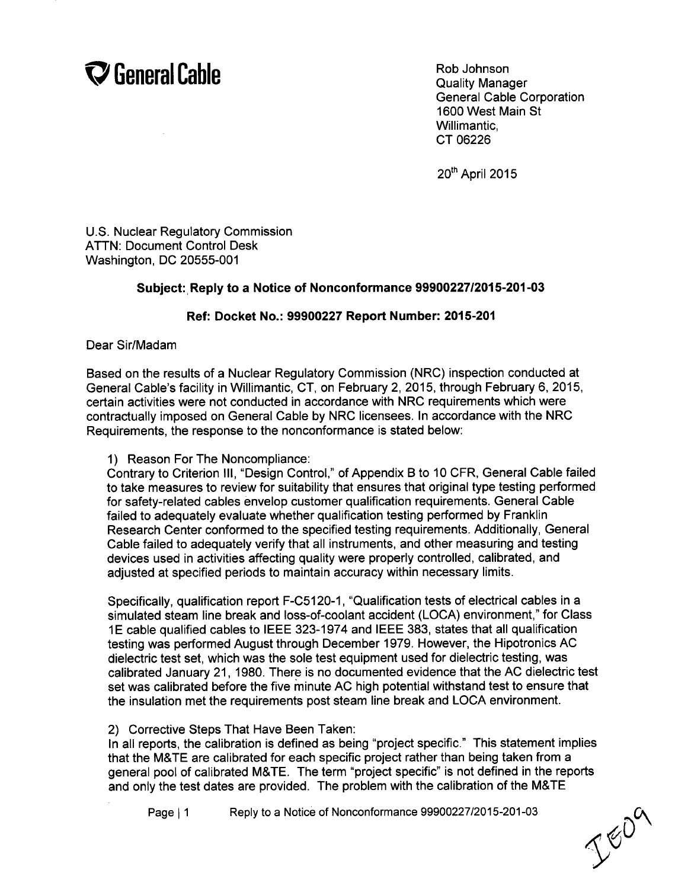**General Cable**

Rob Johnson
Quality Manager
General Cable Corporation
1600 West Main St
Willimantic,
CT 06226

20th April 2015

U.S. Nuclear Regulatory Commission
ATTN: Document Control Desk
Washington, DC 20555-001

**Subject: Reply to a Notice of Nonconformance 99900227/2015-201-03**

**Ref: Docket No.: 99900227 Report Number: 2015-201**

Dear Sir/Madam

Based on the results of a Nuclear Regulatory Commission (NRC) inspection conducted at General Cable's facility in Willimantic, CT, on February 2, 2015, through February 6, 2015, certain activities were not conducted in accordance with NRC requirements which were contractually imposed on General Cable by NRC licensees. In accordance with the NRC Requirements, the response to the nonconformance is stated below:

1) Reason For The Noncompliance:
Contrary to Criterion III, "Design Control," of Appendix B to 10 CFR, General Cable failed to take measures to review for suitability that ensures that original type testing performed for safety-related cables envelop customer qualification requirements. General Cable failed to adequately evaluate whether qualification testing performed by Franklin Research Center conformed to the specified testing requirements. Additionally, General Cable failed to adequately verify that all instruments, and other measuring and testing devices used in activities affecting quality were properly controlled, calibrated, and adjusted at specified periods to maintain accuracy within necessary limits.

Specifically, qualification report F-C5120-1, "Qualification tests of electrical cables in a simulated steam line break and loss-of-coolant accident (LOCA) environment," for Class 1E cable qualified cables to IEEE 323-1974 and IEEE 383, states that all qualification testing was performed August through December 1979. However, the Hipotronics AC dielectric test set, which was the sole test equipment used for dielectric testing, was calibrated January 21, 1980. There is no documented evidence that the AC dielectric test set was calibrated before the five minute AC high potential withstand test to ensure that the insulation met the requirements post steam line break and LOCA environment.

2) Corrective Steps That Have Been Taken:
In all reports, the calibration is defined as being "project specific." This statement implies that the M&TE are calibrated for each specific project rather than being taken from a general pool of calibrated M&TE. The term "project specific" is not defined in the reports and only the test dates are provided. The problem with the calibration of the M&TE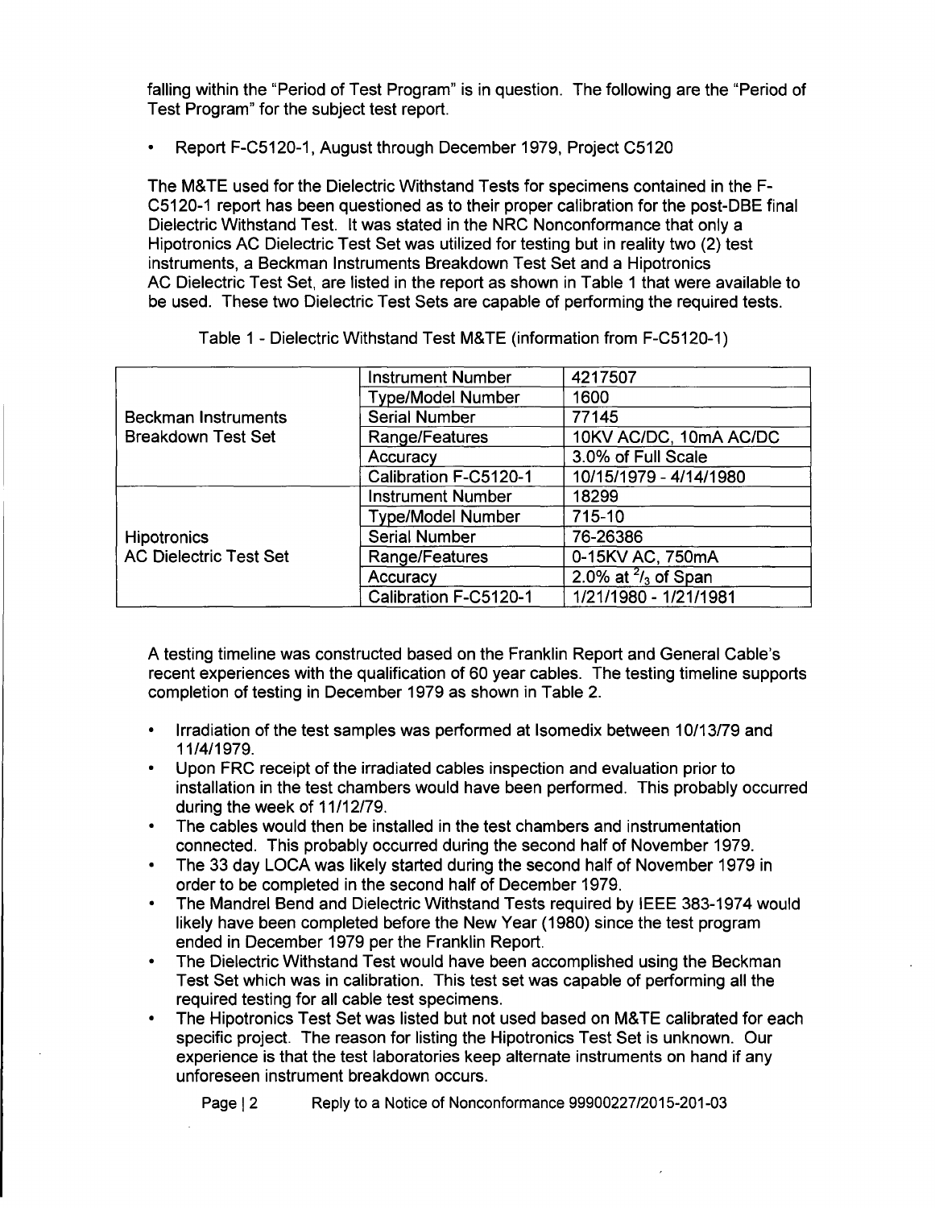falling within the "Period of Test Program" is in question. The following are the "Period of Test Program" for the subject test report.

- Report F-C5120-1, August through December 1979, Project C5120

The M&TE used for the Dielectric Withstand Tests for specimens contained in the F-C5120-1 report has been questioned as to their proper calibration for the post-DBE final Dielectric Withstand Test. It was stated in the NRC Nonconformance that only a Hipotronics AC Dielectric Test Set was utilized for testing but in reality two (2) test instruments, a Beckman Instruments Breakdown Test Set and a Hipotronics AC Dielectric Test Set, are listed in the report as shown in Table 1 that were available to be used. These two Dielectric Test Sets are capable of performing the required tests.

Table 1 - Dielectric Withstand Test M&TE (information from F-C5120-1)

| | | |
|---|---|---|
| Beckman Instruments Breakdown Test Set | Instrument Number | 4217507 |
| | Type/Model Number | 1600 |
| | Serial Number | 77145 |
| | Range/Features | 10KV AC/DC, 10mA AC/DC |
| | Accuracy | 3.0% of Full Scale |
| | Calibration F-C5120-1 | 10/15/1979 - 4/14/1980 |
| Hipotronics AC Dielectric Test Set | Instrument Number | 18299 |
| | Type/Model Number | 715-10 |
| | Serial Number | 76-26386 |
| | Range/Features | 0-15KV AC, 750mA |
| | Accuracy | 2.0% at $^2/_3$ of Span |
| | Calibration F-C5120-1 | 1/21/1980 - 1/21/1981 |

A testing timeline was constructed based on the Franklin Report and General Cable's recent experiences with the qualification of 60 year cables. The testing timeline supports completion of testing in December 1979 as shown in Table 2.

- Irradiation of the test samples was performed at Isomedix between 10/13/79 and 11/4/1979.
- Upon FRC receipt of the irradiated cables inspection and evaluation prior to installation in the test chambers would have been performed. This probably occurred during the week of 11/12/79.
- The cables would then be installed in the test chambers and instrumentation connected. This probably occurred during the second half of November 1979.
- The 33 day LOCA was likely started during the second half of November 1979 in order to be completed in the second half of December 1979.
- The Mandrel Bend and Dielectric Withstand Tests required by IEEE 383-1974 would likely have been completed before the New Year (1980) since the test program ended in December 1979 per the Franklin Report.
- The Dielectric Withstand Test would have been accomplished using the Beckman Test Set which was in calibration. This test set was capable of performing all the required testing for all cable test specimens.
- The Hipotronics Test Set was listed but not used based on M&TE calibrated for each specific project. The reason for listing the Hipotronics Test Set is unknown. Our experience is that the test laboratories keep alternate instruments on hand if any unforeseen instrument breakdown occurs.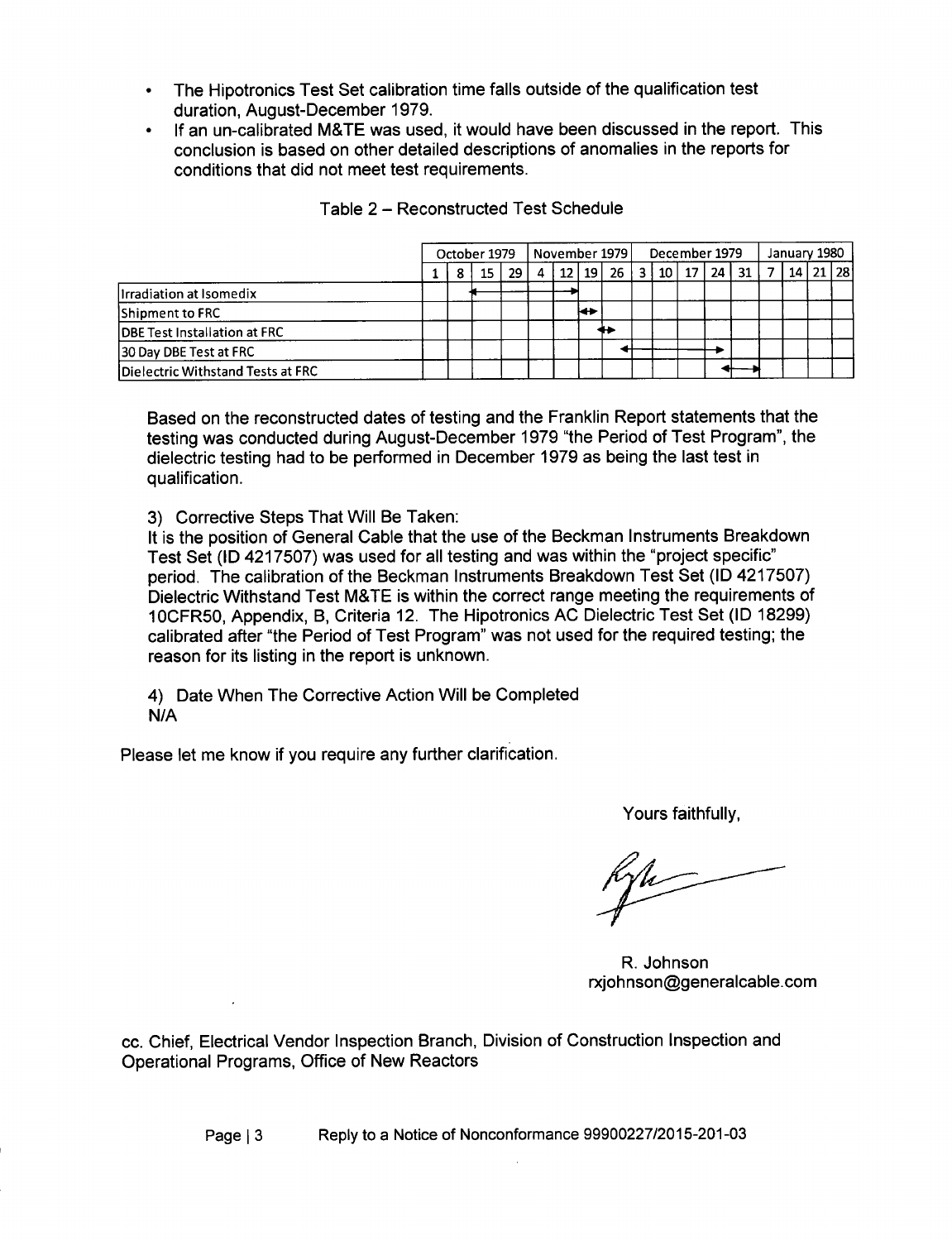- The Hipotronics Test Set calibration time falls outside of the qualification test duration, August-December 1979.
- If an un-calibrated M&TE was used, it would have been discussed in the report. This conclusion is based on other detailed descriptions of anomalies in the reports for conditions that did not meet test requirements.

Table 2 – Reconstructed Test Schedule

| | October 1979 | | | | November 1979 | | | | December 1979 | | | | | January 1980 | | | |
|---|---|---|---|---|---|---|---|---|---|---|---|---|---|---|---|---|---|
| | 1 | 8 | 15 | 29 | 4 | 12 | 19 | 26 | 3 | 10 | 17 | 24 | 31 | 7 | 14 | 21 | 28 |
| Irradiation at Isomedix | | | ← | — | — | → | | | | | | | | | | | |
| Shipment to FRC | | | | | | | ↔ | | | | | | | | | | |
| DBE Test Installation at FRC | | | | | | | | ↔ | | | | | | | | | |
| 30 Day DBE Test at FRC | | | | | | | | | ← | — | — | → | | | | | |
| Dielectric Withstand Tests at FRC | | | | | | | | | | | | ← | → | | | | |

Based on the reconstructed dates of testing and the Franklin Report statements that the testing was conducted during August-December 1979 "the Period of Test Program", the dielectric testing had to be performed in December 1979 as being the last test in qualification.

3) Corrective Steps That Will Be Taken:
It is the position of General Cable that the use of the Beckman Instruments Breakdown Test Set (ID 4217507) was used for all testing and was within the "project specific" period. The calibration of the Beckman Instruments Breakdown Test Set (ID 4217507) Dielectric Withstand Test M&TE is within the correct range meeting the requirements of 10CFR50, Appendix, B, Criteria 12. The Hipotronics AC Dielectric Test Set (ID 18299) calibrated after "the Period of Test Program" was not used for the required testing; the reason for its listing in the report is unknown.

4) Date When The Corrective Action Will be Completed
N/A

Please let me know if you require any further clarification.

Yours faithfully,

R. Johnson
rxjohnson@generalcable.com

cc. Chief, Electrical Vendor Inspection Branch, Division of Construction Inspection and Operational Programs, Office of New Reactors